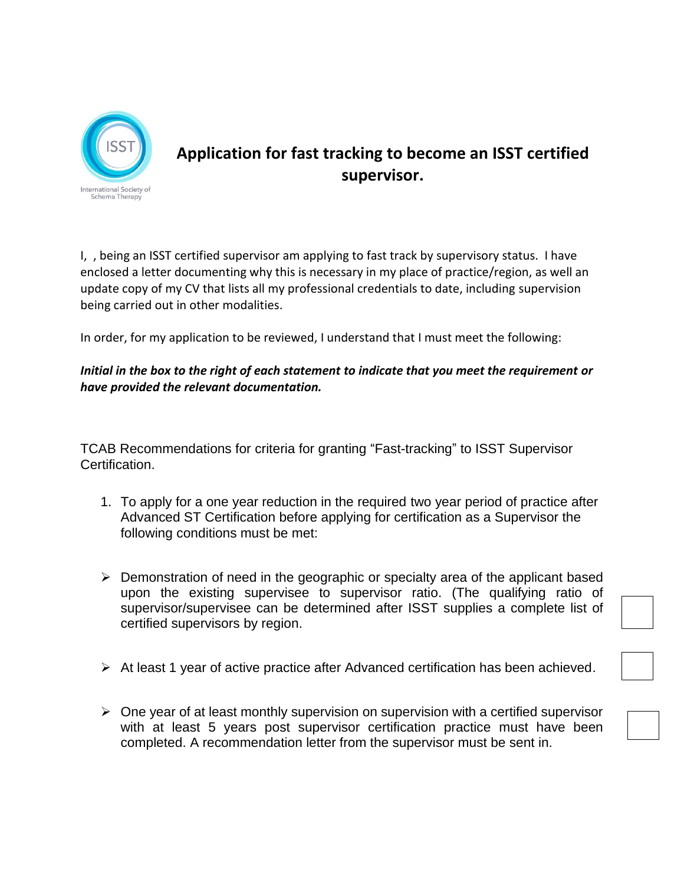# Application for fast tracking to become an ISST certified supervisor.

I, , being an ISST certified supervisor am applying to fast track by supervisory status. I have enclosed a letter documenting why this is necessary in my place of practice/region, as well an update copy of my CV that lists all my professional credentials to date, including supervision being carried out in other modalities.

In order, for my application to be reviewed, I understand that I must meet the following:

***Initial in the box to the right of each statement to indicate that you meet the requirement or have provided the relevant documentation.***

TCAB Recommendations for criteria for granting "Fast-tracking" to ISST Supervisor Certification.

1. To apply for a one year reduction in the required two year period of practice after Advanced ST Certification before applying for certification as a Supervisor the following conditions must be met:

- Demonstration of need in the geographic or specialty area of the applicant based upon the existing supervisee to supervisor ratio. (The qualifying ratio of supervisor/supervisee can be determined after ISST supplies a complete list of certified supervisors by region. ☐

- At least 1 year of active practice after Advanced certification has been achieved. ☐

- One year of at least monthly supervision on supervision with a certified supervisor with at least 5 years post supervisor certification practice must have been completed. A recommendation letter from the supervisor must be sent in. ☐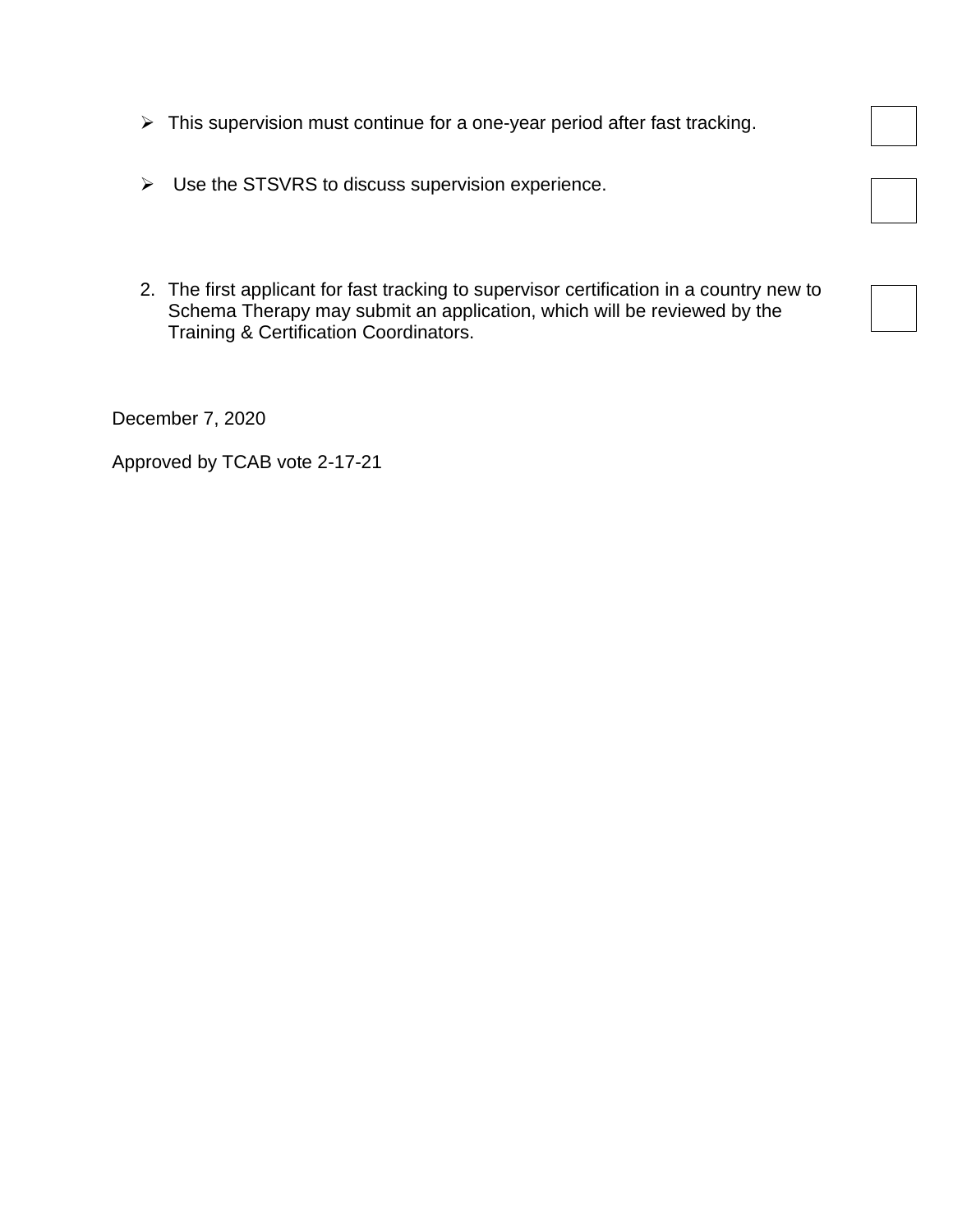- ☐ This supervision must continue for a one-year period after fast tracking.

- ☐ Use the STSVRS to discuss supervision experience.

2. ☐ The first applicant for fast tracking to supervisor certification in a country new to Schema Therapy may submit an application, which will be reviewed by the Training & Certification Coordinators.

December 7, 2020

Approved by TCAB vote 2-17-21